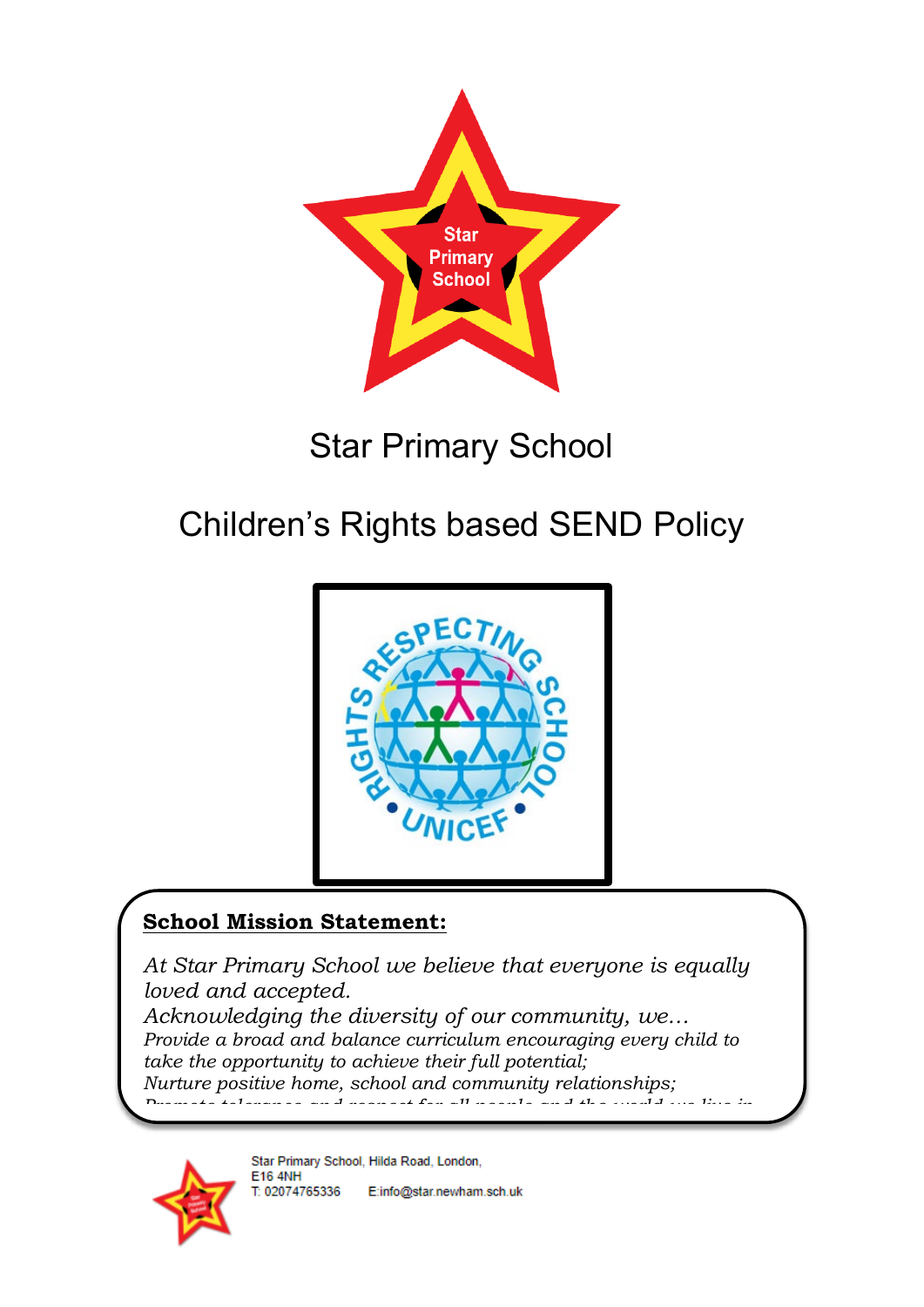# Star Primary School

## Children's Rights based SEND Policy

**School Mission Statement:**

*At Star Primary School we believe that everyone is equally loved and accepted.*

*Acknowledging the diversity of our community, we…*

*Provide a broad and balance curriculum encouraging every child to take the opportunity to achieve their full potential;*

*Nurture positive home, school and community relationships;*

*Promote tolerance and respect for all people and the world we live in*

Star Primary School, Hilda Road, London, E16 4NH
T: 02074765336 E:info@star.newham.sch.uk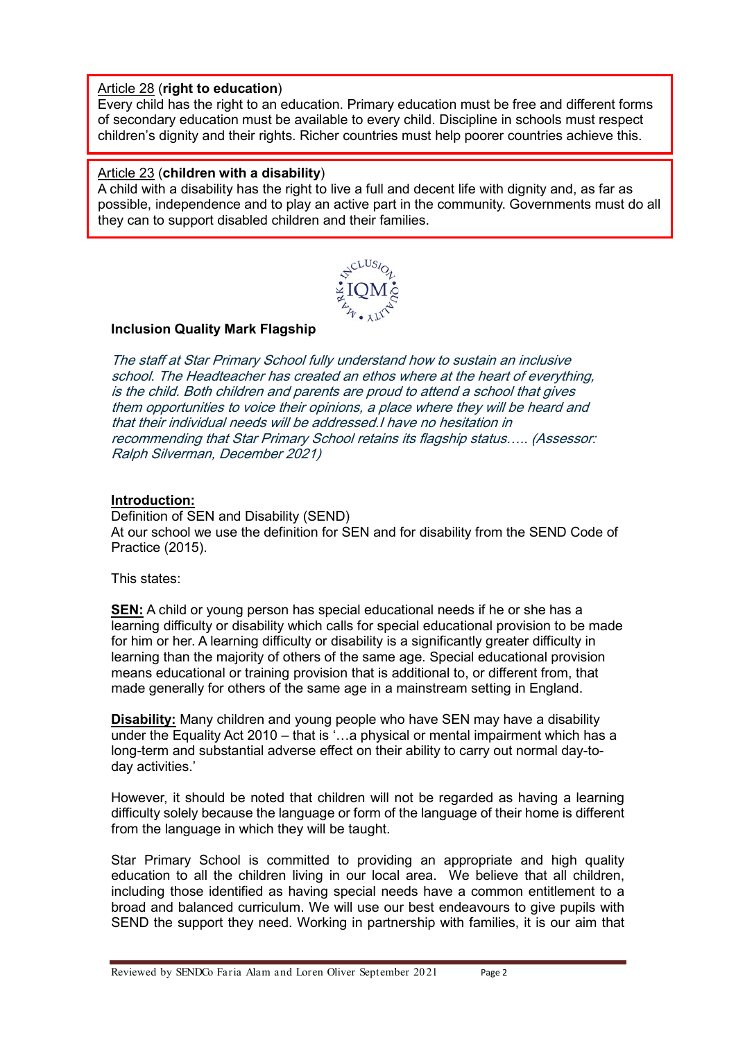Article 28 (**right to education**)
Every child has the right to an education. Primary education must be free and different forms of secondary education must be available to every child. Discipline in schools must respect children's dignity and their rights. Richer countries must help poorer countries achieve this.

Article 23 (**children with a disability**)
A child with a disability has the right to live a full and decent life with dignity and, as far as possible, independence and to play an active part in the community. Governments must do all they can to support disabled children and their families.

**Inclusion Quality Mark Flagship**

*The staff at Star Primary School fully understand how to sustain an inclusive school. The Headteacher has created an ethos where at the heart of everything, is the child. Both children and parents are proud to attend a school that gives them opportunities to voice their opinions, a place where they will be heard and that their individual needs will be addressed.I have no hesitation in recommending that Star Primary School retains its flagship status….. (Assessor: Ralph Silverman, December 2021)*

**Introduction:**

Definition of SEN and Disability (SEND)
At our school we use the definition for SEN and for disability from the SEND Code of Practice (2015).

This states:

**SEN:** A child or young person has special educational needs if he or she has a learning difficulty or disability which calls for special educational provision to be made for him or her. A learning difficulty or disability is a significantly greater difficulty in learning than the majority of others of the same age. Special educational provision means educational or training provision that is additional to, or different from, that made generally for others of the same age in a mainstream setting in England.

**Disability:** Many children and young people who have SEN may have a disability under the Equality Act 2010 – that is '…a physical or mental impairment which has a long-term and substantial adverse effect on their ability to carry out normal day-to-day activities.'

However, it should be noted that children will not be regarded as having a learning difficulty solely because the language or form of the language of their home is different from the language in which they will be taught.

Star Primary School is committed to providing an appropriate and high quality education to all the children living in our local area. We believe that all children, including those identified as having special needs have a common entitlement to a broad and balanced curriculum. We will use our best endeavours to give pupils with SEND the support they need. Working in partnership with families, it is our aim that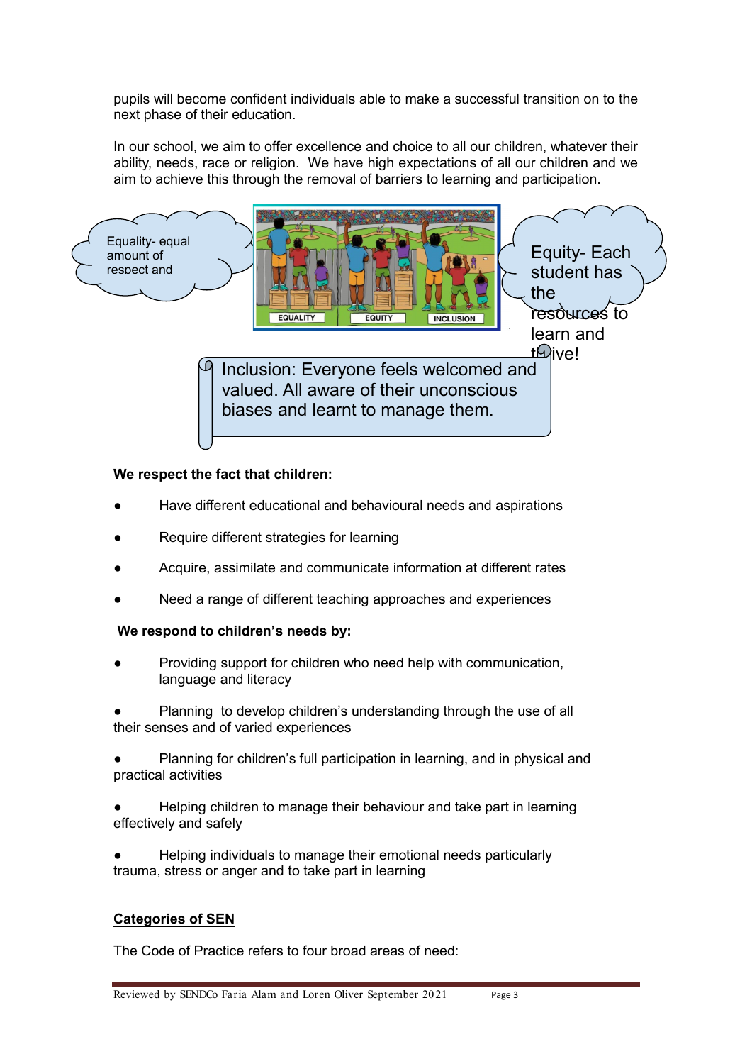pupils will become confident individuals able to make a successful transition on to the next phase of their education.

In our school, we aim to offer excellence and choice to all our children, whatever their ability, needs, race or religion. We have high expectations of all our children and we aim to achieve this through the removal of barriers to learning and participation.

Equality- equal amount of respect and

Equity- Each student has the resources to learn and thrive!

Inclusion: Everyone feels welcomed and valued. All aware of their unconscious biases and learnt to manage them.

**We respect the fact that children:**

- Have different educational and behavioural needs and aspirations
- Require different strategies for learning
- Acquire, assimilate and communicate information at different rates
- Need a range of different teaching approaches and experiences

**We respond to children's needs by:**

- Providing support for children who need help with communication, language and literacy
- Planning to develop children's understanding through the use of all their senses and of varied experiences
- Planning for children's full participation in learning, and in physical and practical activities
- Helping children to manage their behaviour and take part in learning effectively and safely
- Helping individuals to manage their emotional needs particularly trauma, stress or anger and to take part in learning

**<u>Categories of SEN</u>**

<u>The Code of Practice refers to four broad areas of need:</u>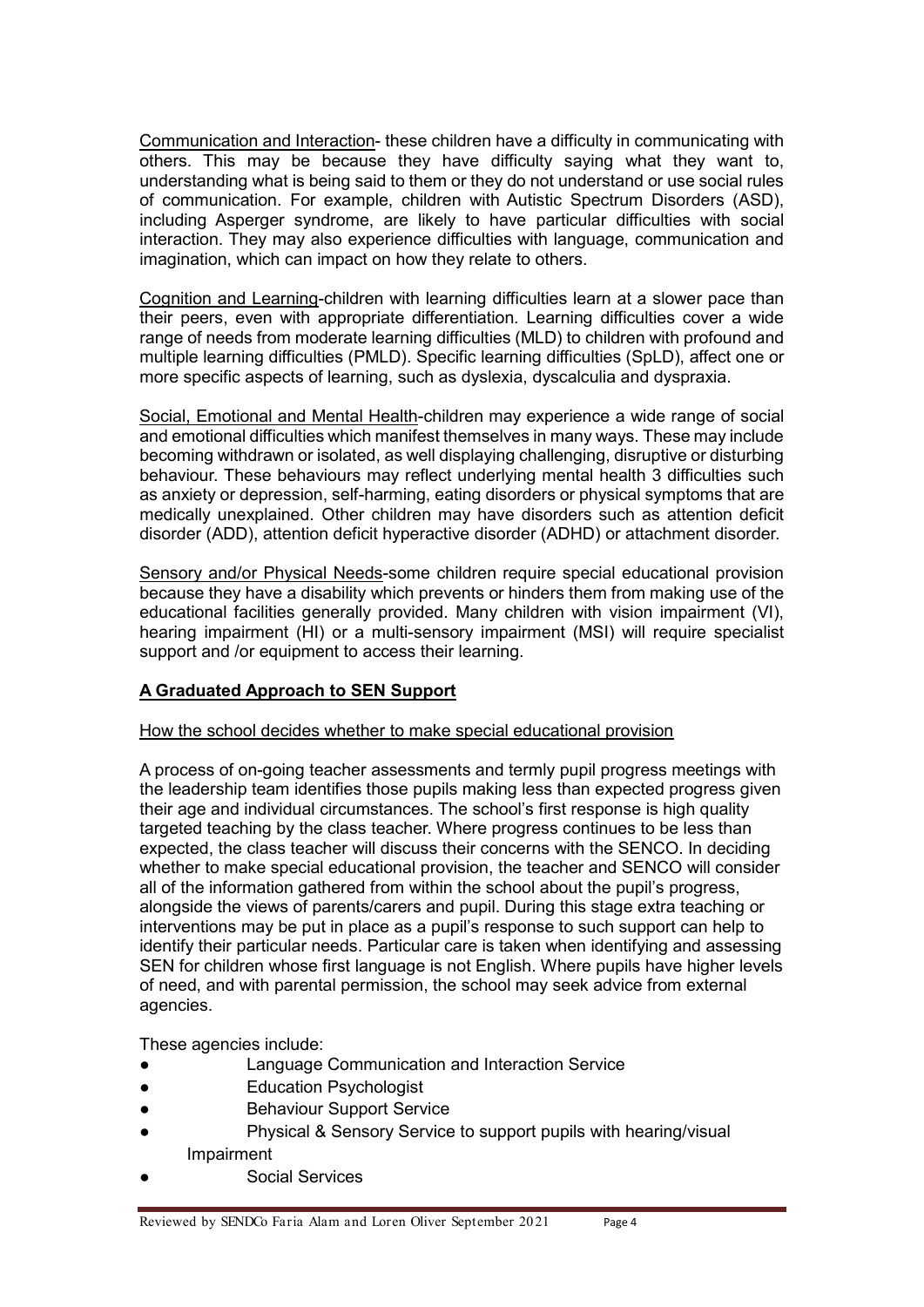Communication and Interaction- these children have a difficulty in communicating with others. This may be because they have difficulty saying what they want to, understanding what is being said to them or they do not understand or use social rules of communication. For example, children with Autistic Spectrum Disorders (ASD), including Asperger syndrome, are likely to have particular difficulties with social interaction. They may also experience difficulties with language, communication and imagination, which can impact on how they relate to others.

Cognition and Learning-children with learning difficulties learn at a slower pace than their peers, even with appropriate differentiation. Learning difficulties cover a wide range of needs from moderate learning difficulties (MLD) to children with profound and multiple learning difficulties (PMLD). Specific learning difficulties (SpLD), affect one or more specific aspects of learning, such as dyslexia, dyscalculia and dyspraxia.

Social, Emotional and Mental Health-children may experience a wide range of social and emotional difficulties which manifest themselves in many ways. These may include becoming withdrawn or isolated, as well displaying challenging, disruptive or disturbing behaviour. These behaviours may reflect underlying mental health 3 difficulties such as anxiety or depression, self-harming, eating disorders or physical symptoms that are medically unexplained. Other children may have disorders such as attention deficit disorder (ADD), attention deficit hyperactive disorder (ADHD) or attachment disorder.

Sensory and/or Physical Needs-some children require special educational provision because they have a disability which prevents or hinders them from making use of the educational facilities generally provided. Many children with vision impairment (VI), hearing impairment (HI) or a multi-sensory impairment (MSI) will require specialist support and /or equipment to access their learning.

## **A Graduated Approach to SEN Support**

How the school decides whether to make special educational provision

A process of on-going teacher assessments and termly pupil progress meetings with the leadership team identifies those pupils making less than expected progress given their age and individual circumstances. The school's first response is high quality targeted teaching by the class teacher. Where progress continues to be less than expected, the class teacher will discuss their concerns with the SENCO. In deciding whether to make special educational provision, the teacher and SENCO will consider all of the information gathered from within the school about the pupil's progress, alongside the views of parents/carers and pupil. During this stage extra teaching or interventions may be put in place as a pupil's response to such support can help to identify their particular needs. Particular care is taken when identifying and assessing SEN for children whose first language is not English. Where pupils have higher levels of need, and with parental permission, the school may seek advice from external agencies.

These agencies include:

- Language Communication and Interaction Service
- Education Psychologist
- Behaviour Support Service
- Physical & Sensory Service to support pupils with hearing/visual Impairment
- Social Services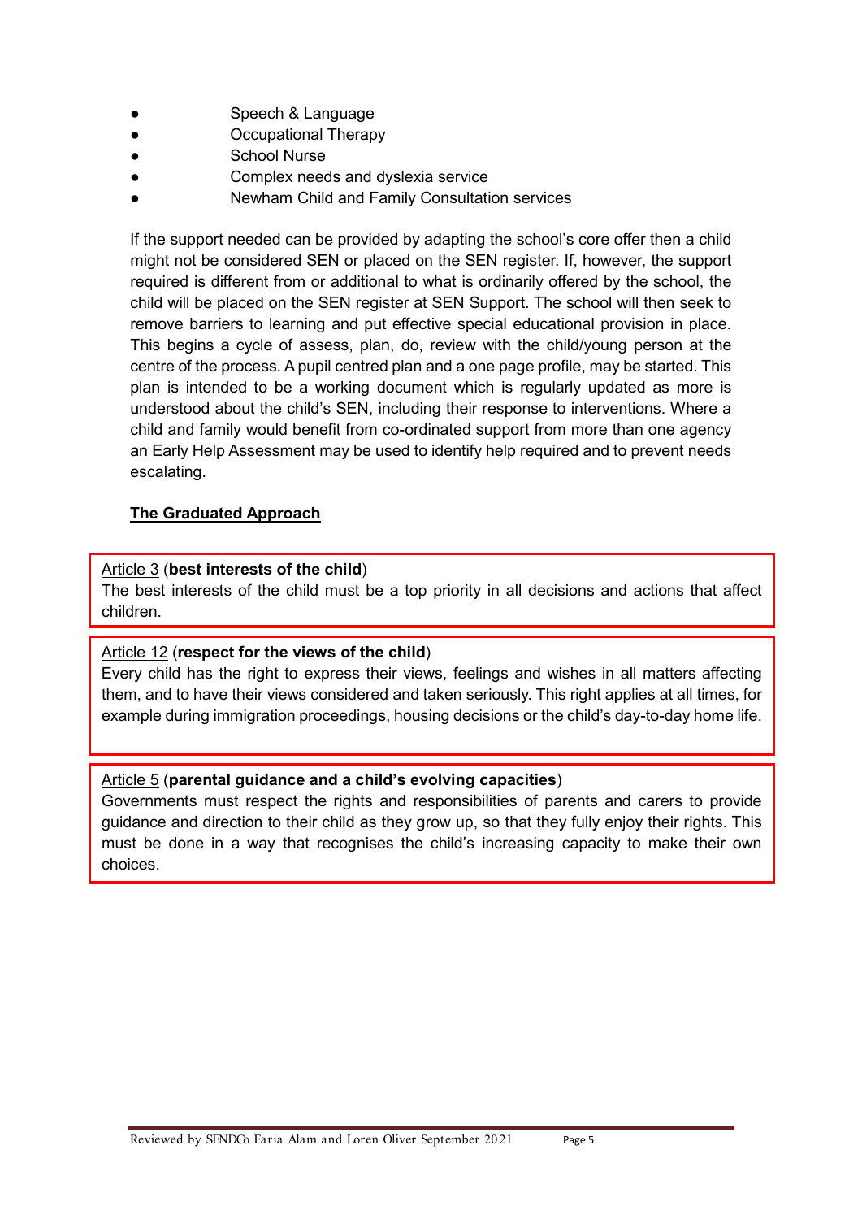- Speech & Language
- Occupational Therapy
- School Nurse
- Complex needs and dyslexia service
- Newham Child and Family Consultation services

If the support needed can be provided by adapting the school's core offer then a child might not be considered SEN or placed on the SEN register. If, however, the support required is different from or additional to what is ordinarily offered by the school, the child will be placed on the SEN register at SEN Support. The school will then seek to remove barriers to learning and put effective special educational provision in place. This begins a cycle of assess, plan, do, review with the child/young person at the centre of the process. A pupil centred plan and a one page profile, may be started. This plan is intended to be a working document which is regularly updated as more is understood about the child's SEN, including their response to interventions. Where a child and family would benefit from co-ordinated support from more than one agency an Early Help Assessment may be used to identify help required and to prevent needs escalating.

**The Graduated Approach**

Article 3 (**best interests of the child**)
The best interests of the child must be a top priority in all decisions and actions that affect children.

Article 12 (**respect for the views of the child**)
Every child has the right to express their views, feelings and wishes in all matters affecting them, and to have their views considered and taken seriously. This right applies at all times, for example during immigration proceedings, housing decisions or the child's day-to-day home life.

Article 5 (**parental guidance and a child's evolving capacities**)
Governments must respect the rights and responsibilities of parents and carers to provide guidance and direction to their child as they grow up, so that they fully enjoy their rights. This must be done in a way that recognises the child's increasing capacity to make their own choices.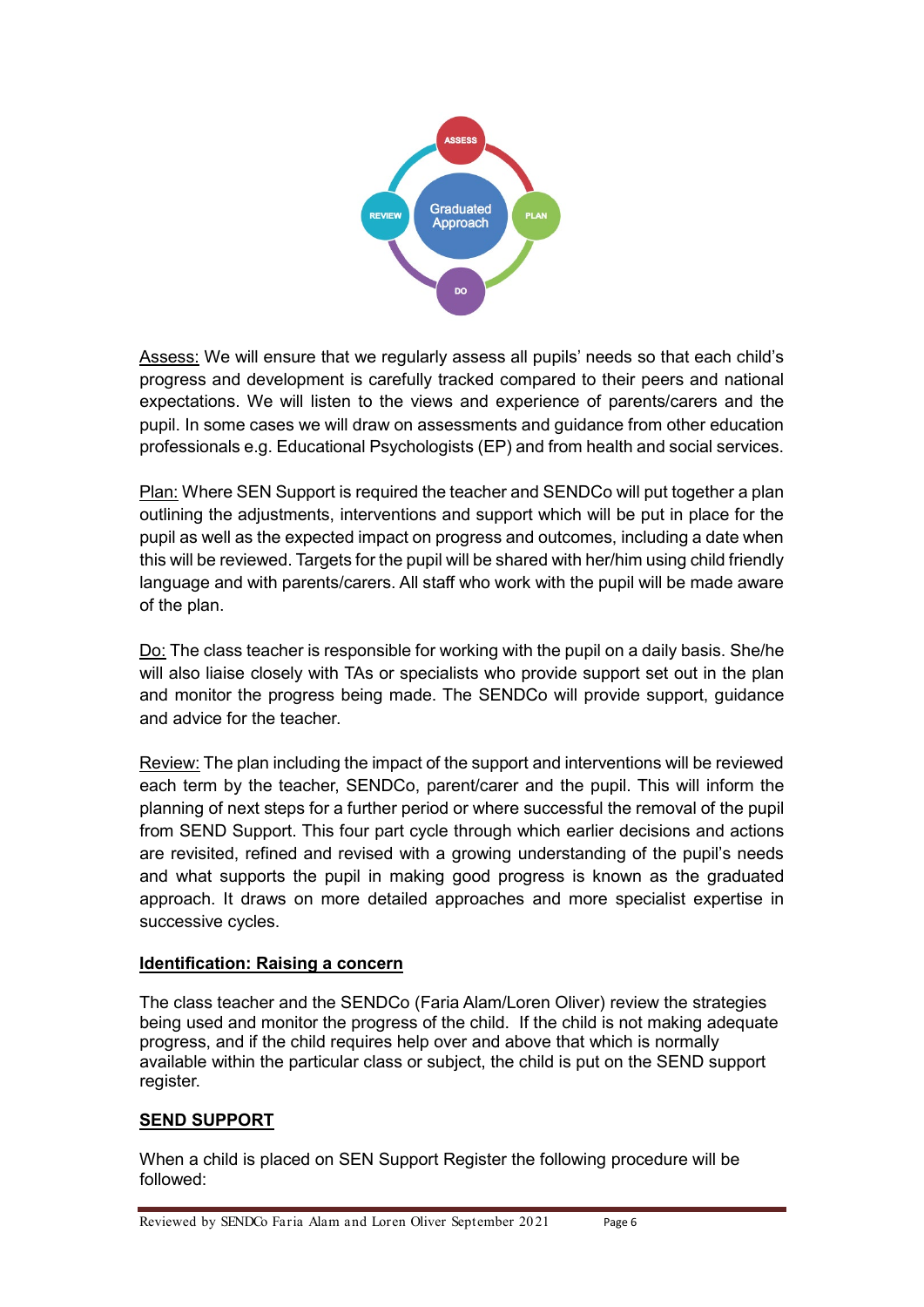Assess: We will ensure that we regularly assess all pupils' needs so that each child's progress and development is carefully tracked compared to their peers and national expectations. We will listen to the views and experience of parents/carers and the pupil. In some cases we will draw on assessments and guidance from other education professionals e.g. Educational Psychologists (EP) and from health and social services.

Plan: Where SEN Support is required the teacher and SENDCo will put together a plan outlining the adjustments, interventions and support which will be put in place for the pupil as well as the expected impact on progress and outcomes, including a date when this will be reviewed. Targets for the pupil will be shared with her/him using child friendly language and with parents/carers. All staff who work with the pupil will be made aware of the plan.

Do: The class teacher is responsible for working with the pupil on a daily basis. She/he will also liaise closely with TAs or specialists who provide support set out in the plan and monitor the progress being made. The SENDCo will provide support, guidance and advice for the teacher.

Review: The plan including the impact of the support and interventions will be reviewed each term by the teacher, SENDCo, parent/carer and the pupil. This will inform the planning of next steps for a further period or where successful the removal of the pupil from SEND Support. This four part cycle through which earlier decisions and actions are revisited, refined and revised with a growing understanding of the pupil's needs and what supports the pupil in making good progress is known as the graduated approach. It draws on more detailed approaches and more specialist expertise in successive cycles.

**Identification: Raising a concern**

The class teacher and the SENDCo (Faria Alam/Loren Oliver) review the strategies being used and monitor the progress of the child. If the child is not making adequate progress, and if the child requires help over and above that which is normally available within the particular class or subject, the child is put on the SEND support register.

**SEND SUPPORT**

When a child is placed on SEN Support Register the following procedure will be followed: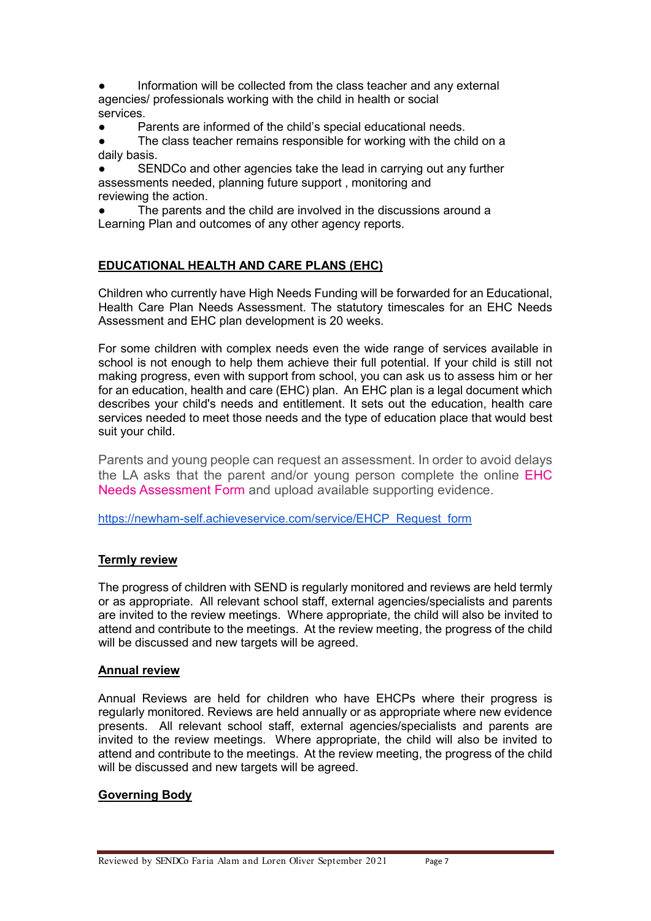- Information will be collected from the class teacher and any external agencies/ professionals working with the child in health or social services.
- Parents are informed of the child's special educational needs.
- The class teacher remains responsible for working with the child on a daily basis.
- SENDCo and other agencies take the lead in carrying out any further assessments needed, planning future support , monitoring and reviewing the action.
- The parents and the child are involved in the discussions around a Learning Plan and outcomes of any other agency reports.

## EDUCATIONAL HEALTH AND CARE PLANS (EHC)

Children who currently have High Needs Funding will be forwarded for an Educational, Health Care Plan Needs Assessment. The statutory timescales for an EHC Needs Assessment and EHC plan development is 20 weeks.

For some children with complex needs even the wide range of services available in school is not enough to help them achieve their full potential. If your child is still not making progress, even with support from school, you can ask us to assess him or her for an education, health and care (EHC) plan. An EHC plan is a legal document which describes your child's needs and entitlement. It sets out the education, health care services needed to meet those needs and the type of education place that would best suit your child.

Parents and young people can request an assessment. In order to avoid delays the LA asks that the parent and/or young person complete the online EHC Needs Assessment Form and upload available supporting evidence.

https://newham-self.achieveservice.com/service/EHCP_Request_form

## Termly review

The progress of children with SEND is regularly monitored and reviews are held termly or as appropriate. All relevant school staff, external agencies/specialists and parents are invited to the review meetings. Where appropriate, the child will also be invited to attend and contribute to the meetings. At the review meeting, the progress of the child will be discussed and new targets will be agreed.

## Annual review

Annual Reviews are held for children who have EHCPs where their progress is regularly monitored. Reviews are held annually or as appropriate where new evidence presents. All relevant school staff, external agencies/specialists and parents are invited to the review meetings. Where appropriate, the child will also be invited to attend and contribute to the meetings. At the review meeting, the progress of the child will be discussed and new targets will be agreed.

## Governing Body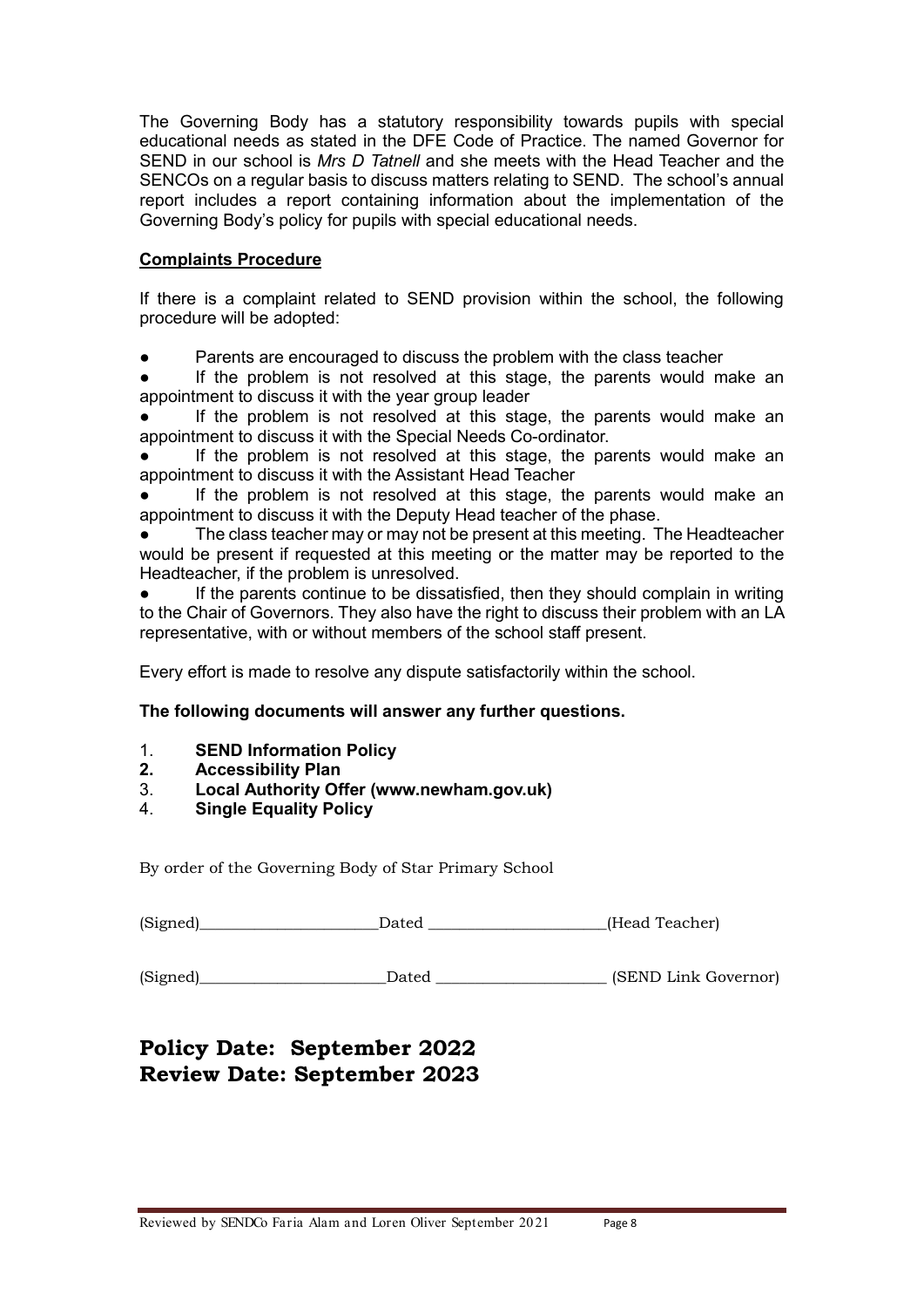The Governing Body has a statutory responsibility towards pupils with special educational needs as stated in the DFE Code of Practice. The named Governor for SEND in our school is *Mrs D Tatnell* and she meets with the Head Teacher and the SENCOs on a regular basis to discuss matters relating to SEND. The school's annual report includes a report containing information about the implementation of the Governing Body's policy for pupils with special educational needs.

**Complaints Procedure**

If there is a complaint related to SEND provision within the school, the following procedure will be adopted:

- Parents are encouraged to discuss the problem with the class teacher
- If the problem is not resolved at this stage, the parents would make an appointment to discuss it with the year group leader
- If the problem is not resolved at this stage, the parents would make an appointment to discuss it with the Special Needs Co-ordinator.
- If the problem is not resolved at this stage, the parents would make an appointment to discuss it with the Assistant Head Teacher
- If the problem is not resolved at this stage, the parents would make an appointment to discuss it with the Deputy Head teacher of the phase.
- The class teacher may or may not be present at this meeting. The Headteacher would be present if requested at this meeting or the matter may be reported to the Headteacher, if the problem is unresolved.
- If the parents continue to be dissatisfied, then they should complain in writing to the Chair of Governors. They also have the right to discuss their problem with an LA representative, with or without members of the school staff present.

Every effort is made to resolve any dispute satisfactorily within the school.

**The following documents will answer any further questions.**

1. **SEND Information Policy**
2. **Accessibility Plan**
3. **Local Authority Offer (www.newham.gov.uk)**
4. **Single Equality Policy**

By order of the Governing Body of Star Primary School

(Signed)______________________Dated ______________________(Head Teacher)

(Signed)______________________Dated ______________________ (SEND Link Governor)

## Policy Date: September 2022
## Review Date: September 2023

Reviewed by SENDCo Faria Alam and Loren Oliver September 2021